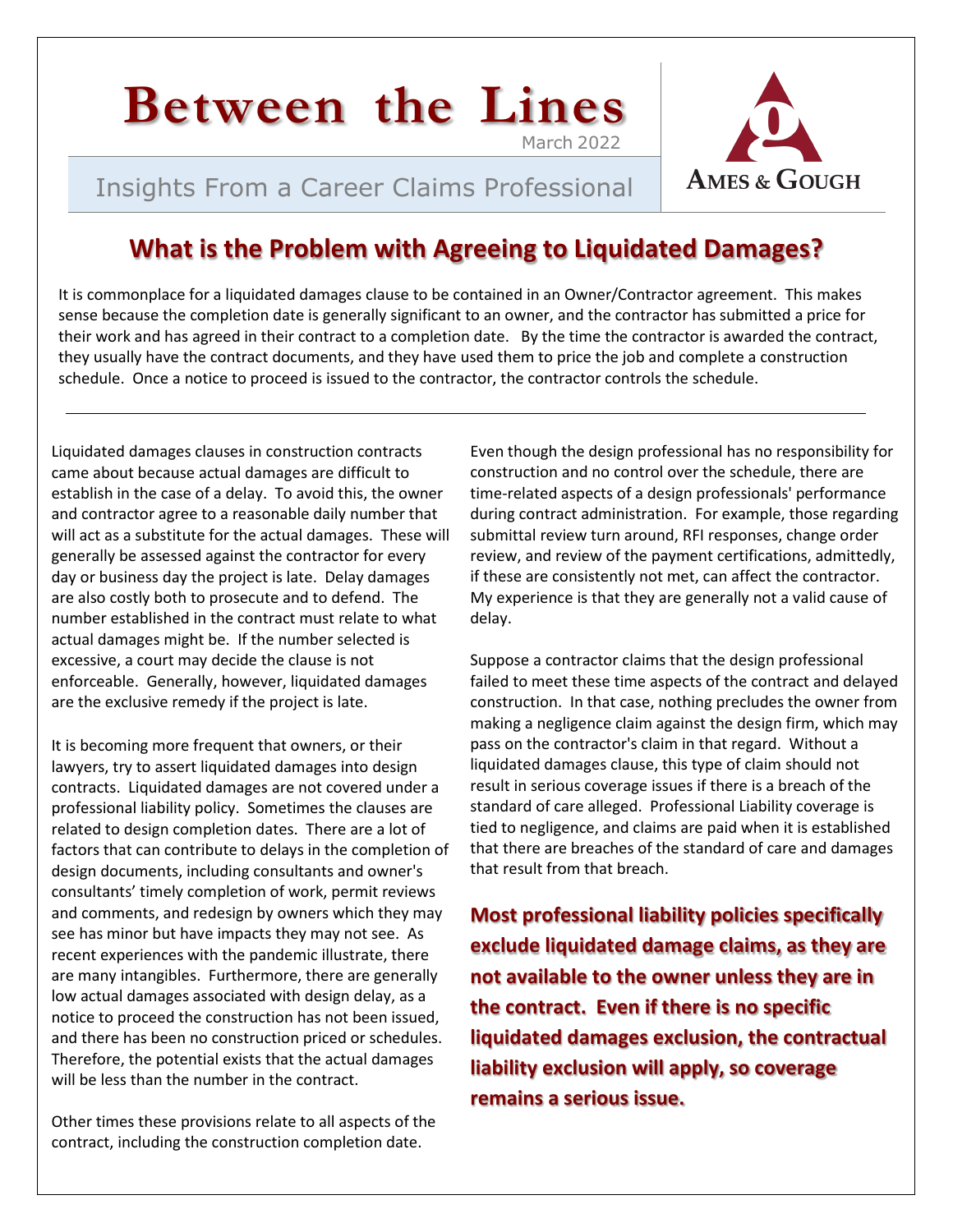# Between the Lines

March 2022

Insights From a Career Claims Professional

AMES & GOUGH

## What is the Problem with Agreeing to Liquidated Damages?

It is commonplace for a liquidated damages clause to be contained in an Owner/Contractor agreement. This makes sense because the completion date is generally significant to an owner, and the contractor has submitted a price for their work and has agreed in their contract to a completion date. By the time the contractor is awarded the contract, they usually have the contract documents, and they have used them to price the job and complete a construction schedule. Once a notice to proceed is issued to the contractor, the contractor controls the schedule.

---

Liquidated damages clauses in construction contracts came about because actual damages are difficult to establish in the case of a delay. To avoid this, the owner and contractor agree to a reasonable daily number that will act as a substitute for the actual damages. These will generally be assessed against the contractor for every day or business day the project is late. Delay damages are also costly both to prosecute and to defend. The number established in the contract must relate to what actual damages might be. If the number selected is excessive, a court may decide the clause is not enforceable. Generally, however, liquidated damages are the exclusive remedy if the project is late.

It is becoming more frequent that owners, or their lawyers, try to assert liquidated damages into design contracts. Liquidated damages are not covered under a professional liability policy. Sometimes the clauses are related to design completion dates. There are a lot of factors that can contribute to delays in the completion of design documents, including consultants and owner's consultants' timely completion of work, permit reviews and comments, and redesign by owners which they may see has minor but have impacts they may not see. As recent experiences with the pandemic illustrate, there are many intangibles. Furthermore, there are generally low actual damages associated with design delay, as a notice to proceed the construction has not been issued, and there has been no construction priced or schedules. Therefore, the potential exists that the actual damages will be less than the number in the contract.

Other times these provisions relate to all aspects of the contract, including the construction completion date.

Even though the design professional has no responsibility for construction and no control over the schedule, there are time-related aspects of a design professionals' performance during contract administration. For example, those regarding submittal review turn around, RFI responses, change order review, and review of the payment certifications, admittedly, if these are consistently not met, can affect the contractor. My experience is that they are generally not a valid cause of delay.

Suppose a contractor claims that the design professional failed to meet these time aspects of the contract and delayed construction. In that case, nothing precludes the owner from making a negligence claim against the design firm, which may pass on the contractor's claim in that regard. Without a liquidated damages clause, this type of claim should not result in serious coverage issues if there is a breach of the standard of care alleged. Professional Liability coverage is tied to negligence, and claims are paid when it is established that there are breaches of the standard of care and damages that result from that breach.

**Most professional liability policies specifically exclude liquidated damage claims, as they are not available to the owner unless they are in the contract. Even if there is no specific liquidated damages exclusion, the contractual liability exclusion will apply, so coverage remains a serious issue.**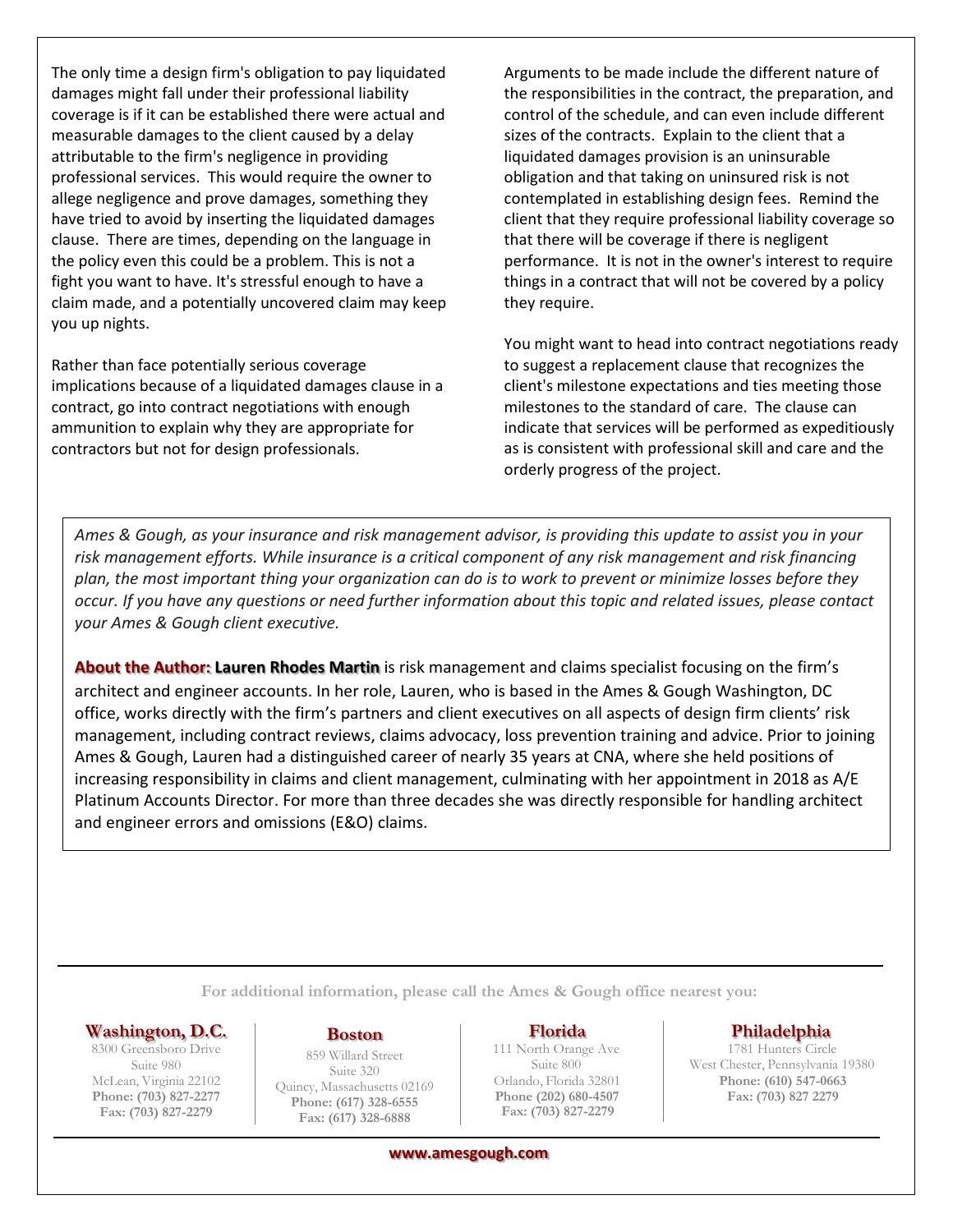The only time a design firm's obligation to pay liquidated damages might fall under their professional liability coverage is if it can be established there were actual and measurable damages to the client caused by a delay attributable to the firm's negligence in providing professional services. This would require the owner to allege negligence and prove damages, something they have tried to avoid by inserting the liquidated damages clause. There are times, depending on the language in the policy even this could be a problem. This is not a fight you want to have. It's stressful enough to have a claim made, and a potentially uncovered claim may keep you up nights.

Rather than face potentially serious coverage implications because of a liquidated damages clause in a contract, go into contract negotiations with enough ammunition to explain why they are appropriate for contractors but not for design professionals.

Arguments to be made include the different nature of the responsibilities in the contract, the preparation, and control of the schedule, and can even include different sizes of the contracts. Explain to the client that a liquidated damages provision is an uninsurable obligation and that taking on uninsured risk is not contemplated in establishing design fees. Remind the client that they require professional liability coverage so that there will be coverage if there is negligent performance. It is not in the owner's interest to require things in a contract that will not be covered by a policy they require.

You might want to head into contract negotiations ready to suggest a replacement clause that recognizes the client's milestone expectations and ties meeting those milestones to the standard of care. The clause can indicate that services will be performed as expeditiously as is consistent with professional skill and care and the orderly progress of the project.

*Ames & Gough, as your insurance and risk management advisor, is providing this update to assist you in your risk management efforts. While insurance is a critical component of any risk management and risk financing plan, the most important thing your organization can do is to work to prevent or minimize losses before they occur. If you have any questions or need further information about this topic and related issues, please contact your Ames & Gough client executive.*

**About the Author: Lauren Rhodes Martin** is risk management and claims specialist focusing on the firm's architect and engineer accounts. In her role, Lauren, who is based in the Ames & Gough Washington, DC office, works directly with the firm's partners and client executives on all aspects of design firm clients' risk management, including contract reviews, claims advocacy, loss prevention training and advice. Prior to joining Ames & Gough, Lauren had a distinguished career of nearly 35 years at CNA, where she held positions of increasing responsibility in claims and client management, culminating with her appointment in 2018 as A/E Platinum Accounts Director. For more than three decades she was directly responsible for handling architect and engineer errors and omissions (E&O) claims.

---

**For additional information, please call the Ames & Gough office nearest you:**

**Washington, D.C.**
8300 Greensboro Drive
Suite 980
McLean, Virginia 22102
**Phone: (703) 827-2277**
**Fax: (703) 827-2279**

**Boston**
859 Willard Street
Suite 320
Quincy, Massachusetts 02169
**Phone: (617) 328-6555**
**Fax: (617) 328-6888**

**Florida**
111 North Orange Ave
Suite 800
Orlando, Florida 32801
**Phone (202) 680-4507**
**Fax: (703) 827-2279**

**Philadelphia**
1781 Hunters Circle
West Chester, Pennsylvania 19380
**Phone: (610) 547-0663**
**Fax: (703) 827 2279**

**www.amesgough.com**